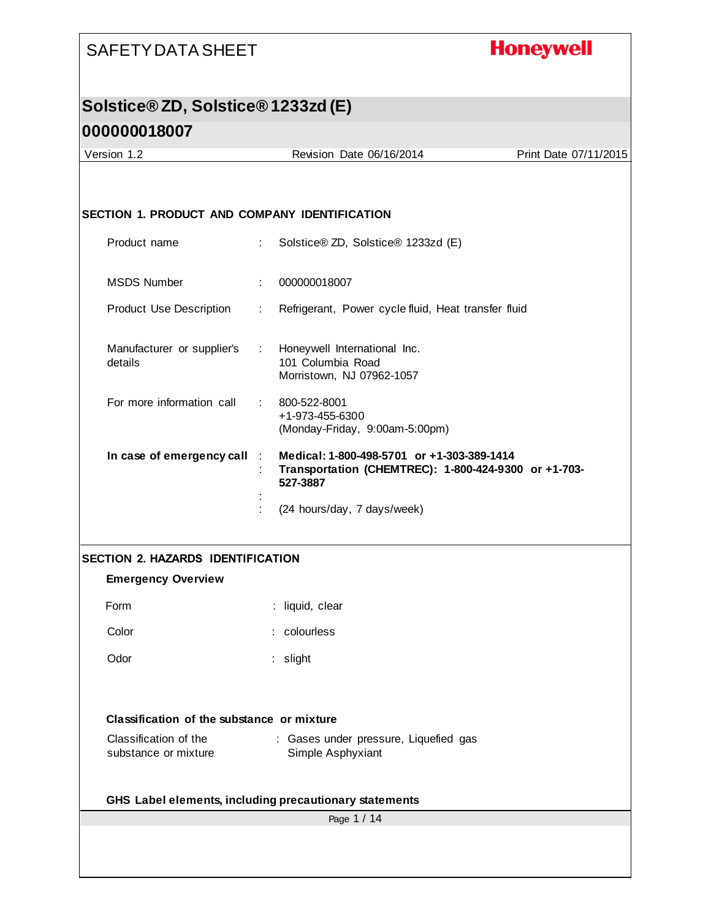# SAFETY DATA SHEET

**Honeywell**

## Solstice® ZD, Solstice® 1233zd (E)

## 000000018007

Version 1.2 | Revision Date 06/16/2014 | Print Date 07/11/2015

### SECTION 1. PRODUCT AND COMPANY IDENTIFICATION

| | |
|---|---|
| Product name | : Solstice® ZD, Solstice® 1233zd (E) |
| MSDS Number | : 000000018007 |
| Product Use Description | : Refrigerant, Power cycle fluid, Heat transfer fluid |
| Manufacturer or supplier's details | : Honeywell International Inc.<br>101 Columbia Road<br>Morristown, NJ 07962-1057 |
| For more information call | : 800-522-8001<br>+1-973-455-6300<br>(Monday-Friday, 9:00am-5:00pm) |
| **In case of emergency call** | : **Medical: 1-800-498-5701 or +1-303-389-1414**<br>: **Transportation (CHEMTREC): 1-800-424-9300 or +1-703-527-3887**<br>:<br>: (24 hours/day, 7 days/week) |

### SECTION 2. HAZARDS IDENTIFICATION

**Emergency Overview**

| | |
|---|---|
| Form | : liquid, clear |
| Color | : colourless |
| Odor | : slight |

**Classification of the substance or mixture**

| | |
|---|---|
| Classification of the substance or mixture | : Gases under pressure, Liquefied gas<br>Simple Asphyxiant |

**GHS Label elements, including precautionary statements**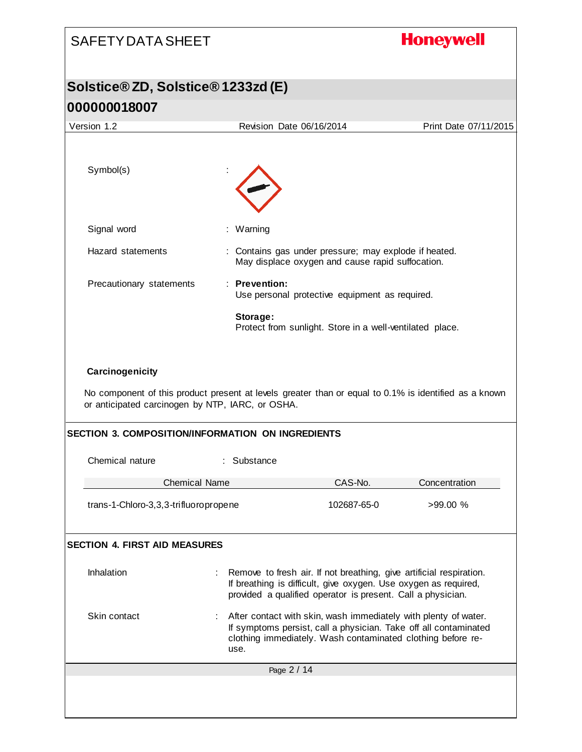Symbol(s) :

Signal word : Warning

Hazard statements : Contains gas under pressure; may explode if heated. May displace oxygen and cause rapid suffocation.

Precautionary statements : **Prevention:**
Use personal protective equipment as required.

**Storage:**
Protect from sunlight. Store in a well-ventilated place.

**Carcinogenicity**

No component of this product present at levels greater than or equal to 0.1% is identified as a known or anticipated carcinogen by NTP, IARC, or OSHA.

## SECTION 3. COMPOSITION/INFORMATION ON INGREDIENTS

Chemical nature : Substance

| Chemical Name | CAS-No. | Concentration |
|---|---|---|
| trans-1-Chloro-3,3,3-trifluoropropene | 102687-65-0 | >99.00 % |

## SECTION 4. FIRST AID MEASURES

Inhalation : Remove to fresh air. If not breathing, give artificial respiration. If breathing is difficult, give oxygen. Use oxygen as required, provided a qualified operator is present. Call a physician.

Skin contact : After contact with skin, wash immediately with plenty of water. If symptoms persist, call a physician. Take off all contaminated clothing immediately. Wash contaminated clothing before re-use.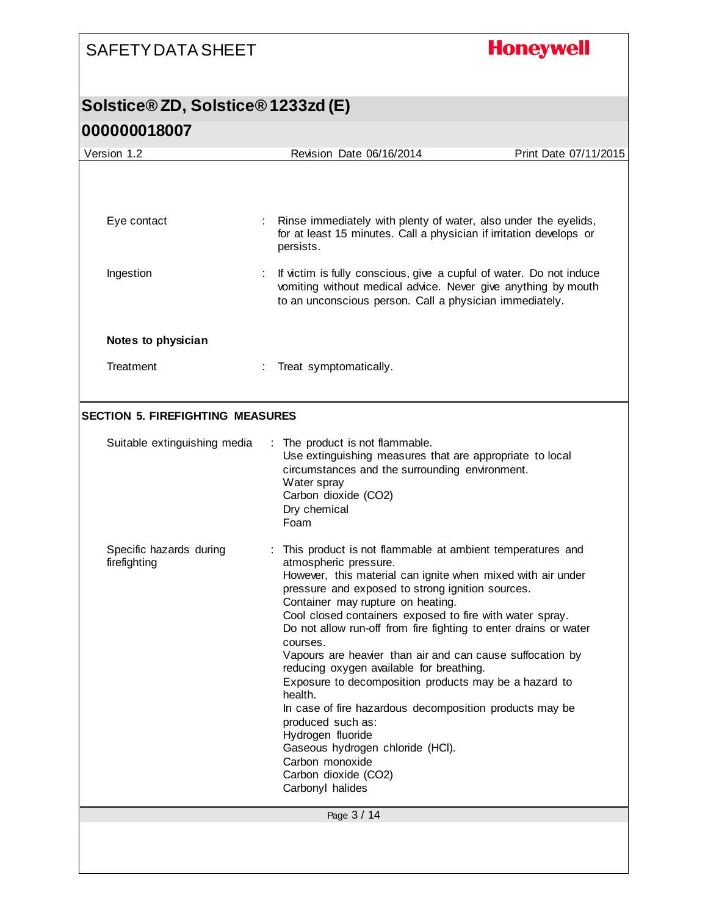Eye contact : Rinse immediately with plenty of water, also under the eyelids, for at least 15 minutes. Call a physician if irritation develops or persists.

Ingestion : If victim is fully conscious, give a cupful of water. Do not induce vomiting without medical advice. Never give anything by mouth to an unconscious person. Call a physician immediately.

**Notes to physician**

Treatment : Treat symptomatically.

## SECTION 5. FIREFIGHTING MEASURES

Suitable extinguishing media : The product is not flammable.
Use extinguishing measures that are appropriate to local circumstances and the surrounding environment.
Water spray
Carbon dioxide ($CO_2$)
Dry chemical
Foam

Specific hazards during firefighting : This product is not flammable at ambient temperatures and atmospheric pressure.
However, this material can ignite when mixed with air under pressure and exposed to strong ignition sources.
Container may rupture on heating.
Cool closed containers exposed to fire with water spray.
Do not allow run-off from fire fighting to enter drains or water courses.
Vapours are heavier than air and can cause suffocation by reducing oxygen available for breathing.
Exposure to decomposition products may be a hazard to health.
In case of fire hazardous decomposition products may be produced such as:
Hydrogen fluoride
Gaseous hydrogen chloride (HCl).
Carbon monoxide
Carbon dioxide ($CO_2$)
Carbonyl halides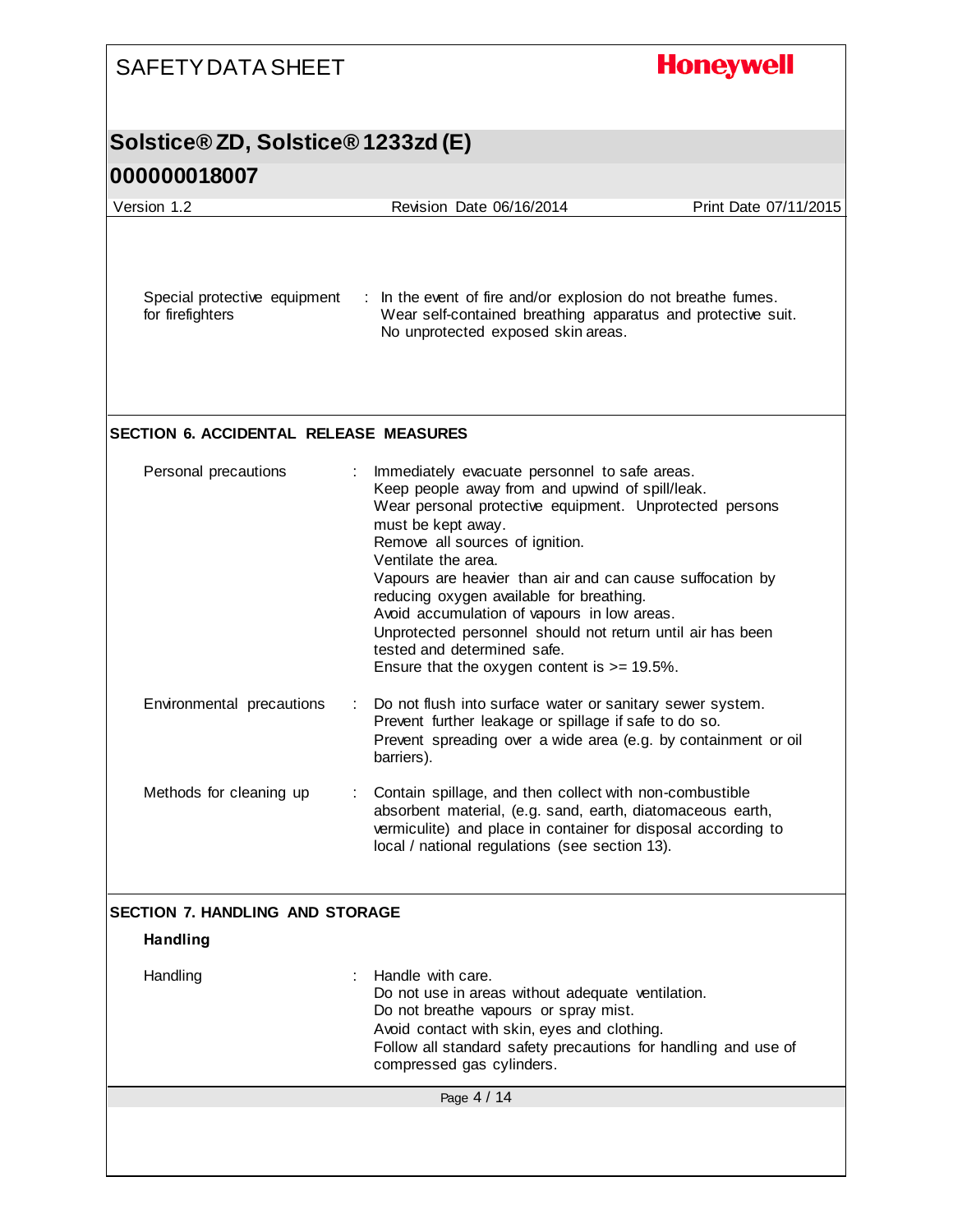| | |
|---|---|
| Special protective equipment for firefighters | : In the event of fire and/or explosion do not breathe fumes.<br>Wear self-contained breathing apparatus and protective suit.<br>No unprotected exposed skin areas. |

## SECTION 6. ACCIDENTAL RELEASE MEASURES

| | |
|---|---|
| Personal precautions | : Immediately evacuate personnel to safe areas.<br>Keep people away from and upwind of spill/leak.<br>Wear personal protective equipment. Unprotected persons must be kept away.<br>Remove all sources of ignition.<br>Ventilate the area.<br>Vapours are heavier than air and can cause suffocation by reducing oxygen available for breathing.<br>Avoid accumulation of vapours in low areas.<br>Unprotected personnel should not return until air has been tested and determined safe.<br>Ensure that the oxygen content is >= 19.5%. |
| Environmental precautions | : Do not flush into surface water or sanitary sewer system.<br>Prevent further leakage or spillage if safe to do so.<br>Prevent spreading over a wide area (e.g. by containment or oil barriers). |
| Methods for cleaning up | : Contain spillage, and then collect with non-combustible absorbent material, (e.g. sand, earth, diatomaceous earth, vermiculite) and place in container for disposal according to local / national regulations (see section 13). |

## SECTION 7. HANDLING AND STORAGE

### Handling

| | |
|---|---|
| Handling | : Handle with care.<br>Do not use in areas without adequate ventilation.<br>Do not breathe vapours or spray mist.<br>Avoid contact with skin, eyes and clothing.<br>Follow all standard safety precautions for handling and use of compressed gas cylinders. |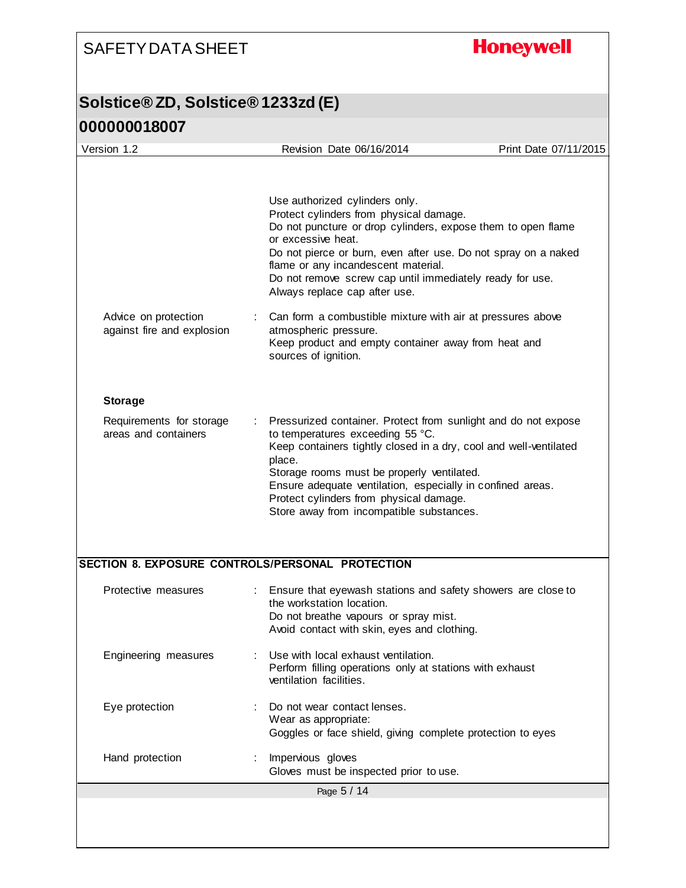Use authorized cylinders only.
Protect cylinders from physical damage.
Do not puncture or drop cylinders, expose them to open flame or excessive heat.
Do not pierce or burn, even after use. Do not spray on a naked flame or any incandescent material.
Do not remove screw cap until immediately ready for use.
Always replace cap after use.

Advice on protection against fire and explosion : Can form a combustible mixture with air at pressures above atmospheric pressure.
Keep product and empty container away from heat and sources of ignition.

**Storage**

Requirements for storage areas and containers : Pressurized container. Protect from sunlight and do not expose to temperatures exceeding 55 °C.
Keep containers tightly closed in a dry, cool and well-ventilated place.
Storage rooms must be properly ventilated.
Ensure adequate ventilation, especially in confined areas.
Protect cylinders from physical damage.
Store away from incompatible substances.

## SECTION 8. EXPOSURE CONTROLS/PERSONAL PROTECTION

Protective measures : Ensure that eyewash stations and safety showers are close to the workstation location.
Do not breathe vapours or spray mist.
Avoid contact with skin, eyes and clothing.

Engineering measures : Use with local exhaust ventilation.
Perform filling operations only at stations with exhaust ventilation facilities.

Eye protection : Do not wear contact lenses.
Wear as appropriate:
Goggles or face shield, giving complete protection to eyes

Hand protection : Impervious gloves
Gloves must be inspected prior to use.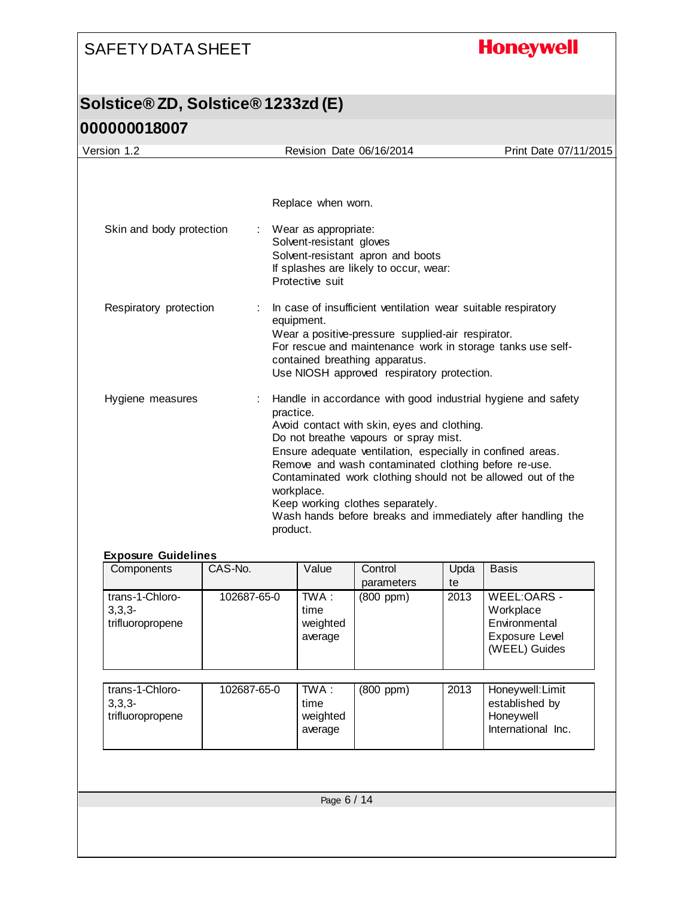Replace when worn.

Skin and body protection : Wear as appropriate:
Solvent-resistant gloves
Solvent-resistant apron and boots
If splashes are likely to occur, wear:
Protective suit

Respiratory protection : In case of insufficient ventilation wear suitable respiratory equipment.
Wear a positive-pressure supplied-air respirator.
For rescue and maintenance work in storage tanks use self-contained breathing apparatus.
Use NIOSH approved respiratory protection.

Hygiene measures : Handle in accordance with good industrial hygiene and safety practice.
Avoid contact with skin, eyes and clothing.
Do not breathe vapours or spray mist.
Ensure adequate ventilation, especially in confined areas.
Remove and wash contaminated clothing before re-use.
Contaminated work clothing should not be allowed out of the workplace.
Keep working clothes separately.
Wash hands before breaks and immediately after handling the product.

**Exposure Guidelines**

| Components | CAS-No. | Value | Control parameters | Update | Basis |
|---|---|---|---|---|---|
| trans-1-Chloro-3,3,3-trifluoropropene | 102687-65-0 | TWA : time weighted average | (800 ppm) | 2013 | WEEL:OARS - Workplace Environmental Exposure Level (WEEL) Guides |
| trans-1-Chloro-3,3,3-trifluoropropene | 102687-65-0 | TWA : time weighted average | (800 ppm) | 2013 | Honeywell:Limit established by Honeywell International Inc. |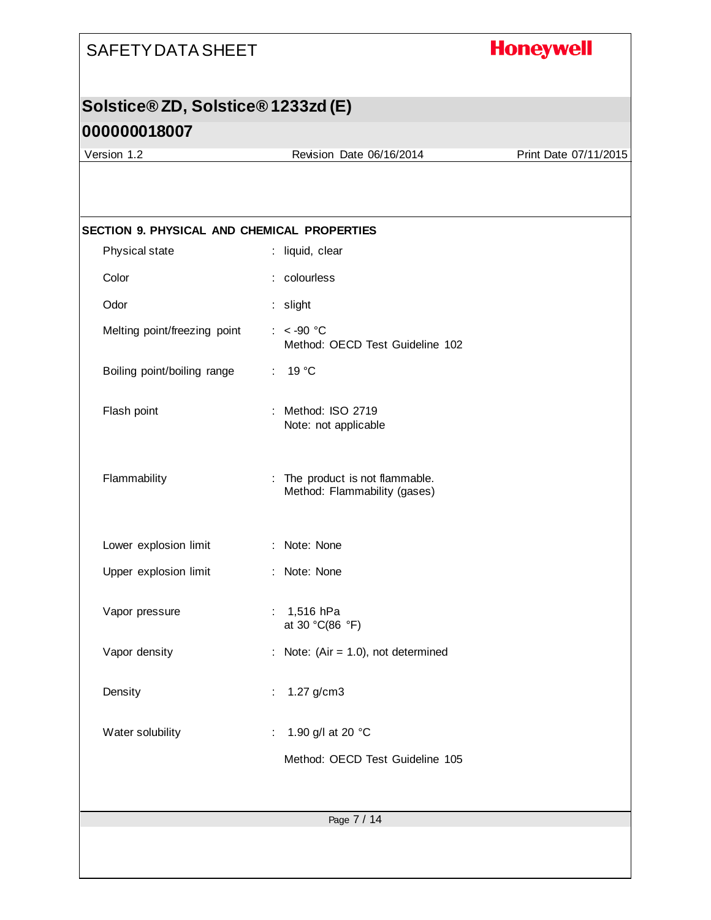## SECTION 9. PHYSICAL AND CHEMICAL PROPERTIES

| Property | Value |
|---|---|
| Physical state | liquid, clear |
| Color | colourless |
| Odor | slight |
| Melting point/freezing point | < -90 °C<br>Method: OECD Test Guideline 102 |
| Boiling point/boiling range | 19 °C |
| Flash point | Method: ISO 2719<br>Note: not applicable |
| Flammability | The product is not flammable.<br>Method: Flammability (gases) |
| Lower explosion limit | Note: None |
| Upper explosion limit | Note: None |
| Vapor pressure | 1,516 hPa<br>at 30 °C(86 °F) |
| Vapor density | Note: (Air = 1.0), not determined |
| Density | 1.27 g/cm3 |
| Water solubility | 1.90 g/l at 20 °C<br>Method: OECD Test Guideline 105 |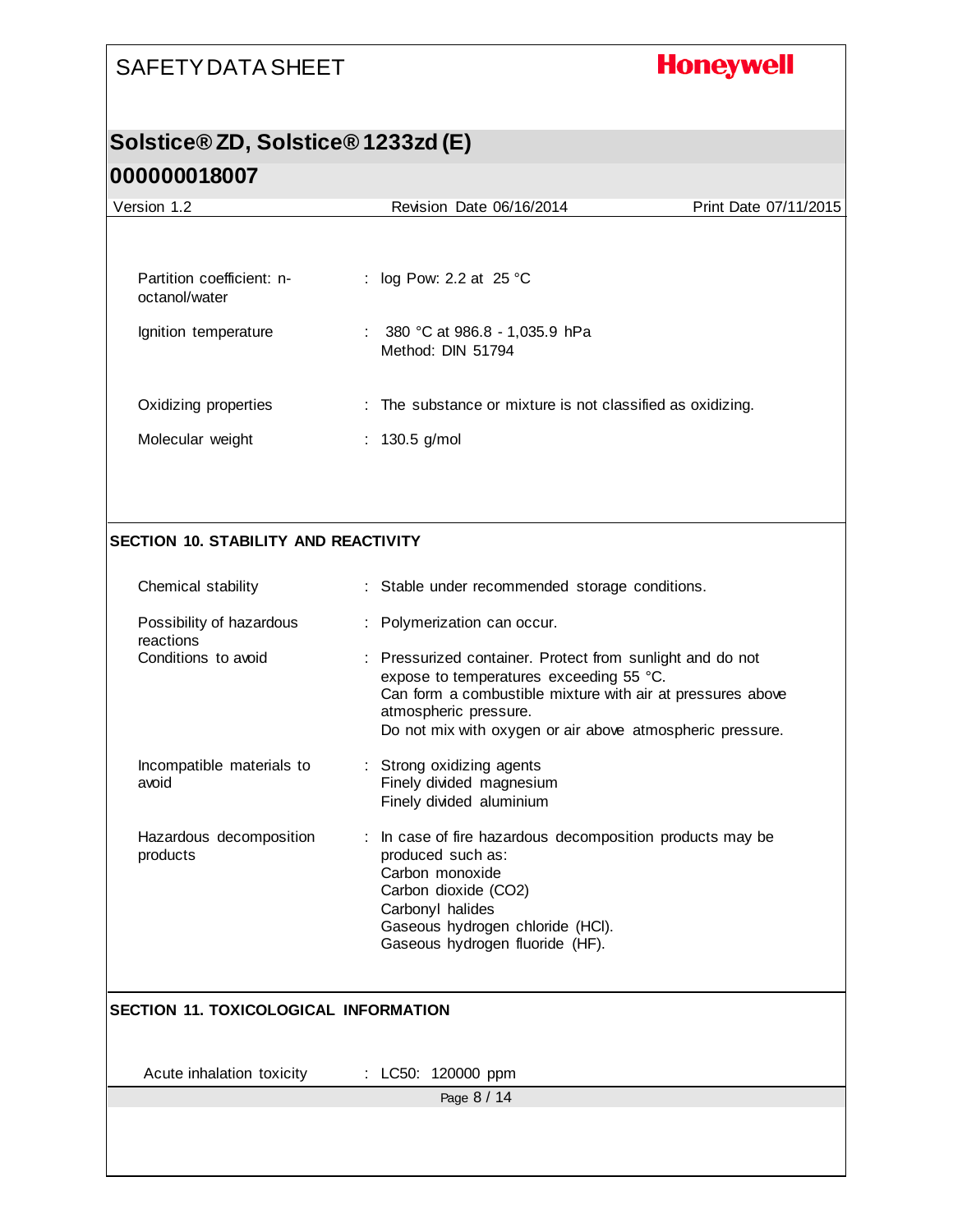| | |
|---|---|
| Partition coefficient: n-octanol/water | : log Pow: 2.2 at 25 °C |
| Ignition temperature | : 380 °C at 986.8 - 1,035.9 hPa<br>Method: DIN 51794 |
| Oxidizing properties | : The substance or mixture is not classified as oxidizing. |
| Molecular weight | : 130.5 g/mol |

## SECTION 10. STABILITY AND REACTIVITY

| | |
|---|---|
| Chemical stability | : Stable under recommended storage conditions. |
| Possibility of hazardous reactions | : Polymerization can occur. |
| Conditions to avoid | : Pressurized container. Protect from sunlight and do not expose to temperatures exceeding 55 °C.<br>Can form a combustible mixture with air at pressures above atmospheric pressure.<br>Do not mix with oxygen or air above atmospheric pressure. |
| Incompatible materials to avoid | : Strong oxidizing agents<br>Finely divided magnesium<br>Finely divided aluminium |
| Hazardous decomposition products | : In case of fire hazardous decomposition products may be produced such as:<br>Carbon monoxide<br>Carbon dioxide ($CO_2$)<br>Carbonyl halides<br>Gaseous hydrogen chloride (HCl).<br>Gaseous hydrogen fluoride (HF). |

## SECTION 11. TOXICOLOGICAL INFORMATION

| | |
|---|---|
| Acute inhalation toxicity | : LC50: 120000 ppm |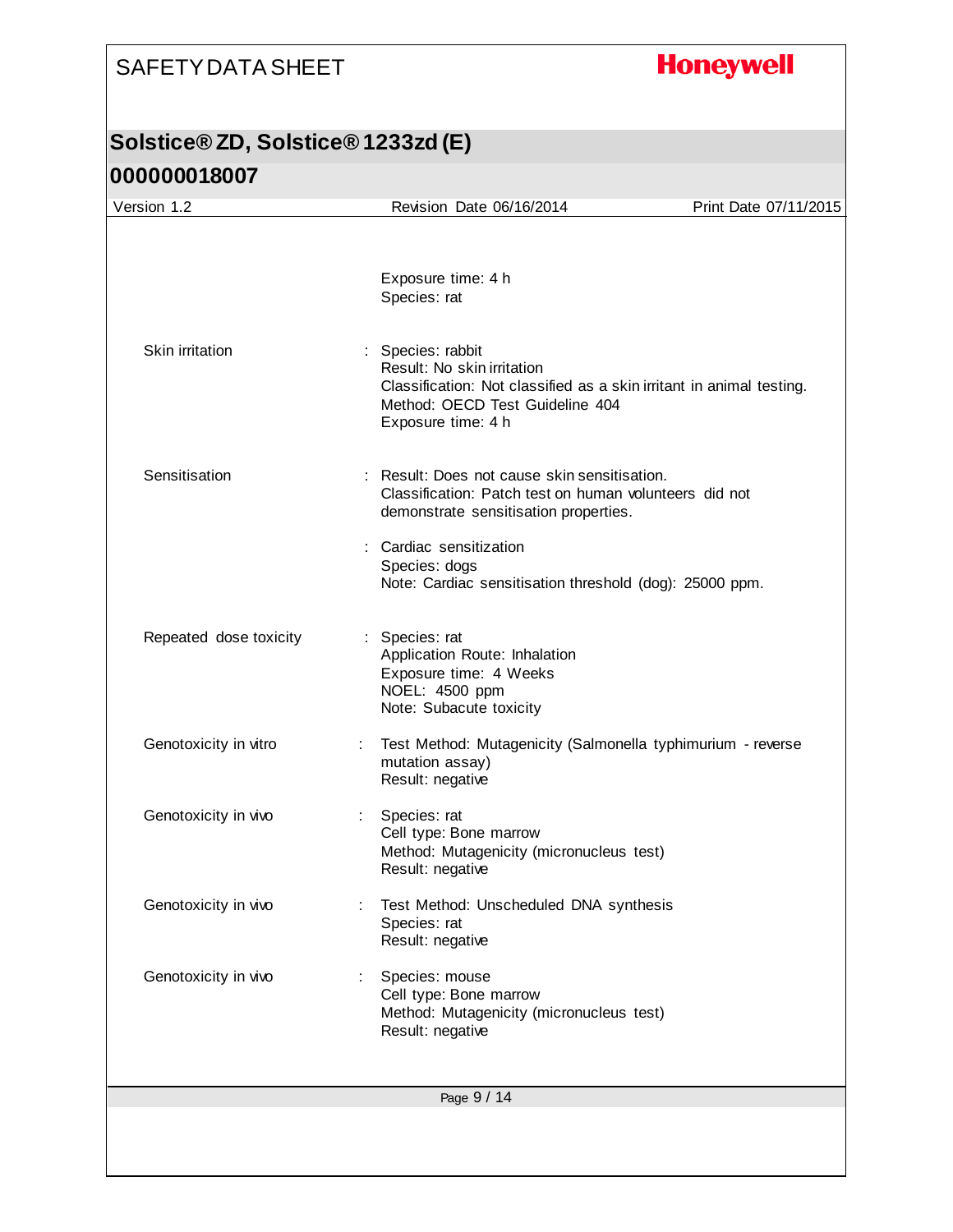Exposure time: 4 h
Species: rat

| | |
|---|---|
| Skin irritation | : Species: rabbit<br>Result: No skin irritation<br>Classification: Not classified as a skin irritant in animal testing.<br>Method: OECD Test Guideline 404<br>Exposure time: 4 h |
| Sensitisation | : Result: Does not cause skin sensitisation.<br>Classification: Patch test on human volunteers did not demonstrate sensitisation properties. |
| | : Cardiac sensitization<br>Species: dogs<br>Note: Cardiac sensitisation threshold (dog): 25000 ppm. |
| Repeated dose toxicity | : Species: rat<br>Application Route: Inhalation<br>Exposure time: 4 Weeks<br>NOEL: 4500 ppm<br>Note: Subacute toxicity |
| Genotoxicity in vitro | : Test Method: Mutagenicity (Salmonella typhimurium - reverse mutation assay)<br>Result: negative |
| Genotoxicity in vivo | : Species: rat<br>Cell type: Bone marrow<br>Method: Mutagenicity (micronucleus test)<br>Result: negative |
| Genotoxicity in vivo | : Test Method: Unscheduled DNA synthesis<br>Species: rat<br>Result: negative |
| Genotoxicity in vivo | : Species: mouse<br>Cell type: Bone marrow<br>Method: Mutagenicity (micronucleus test)<br>Result: negative |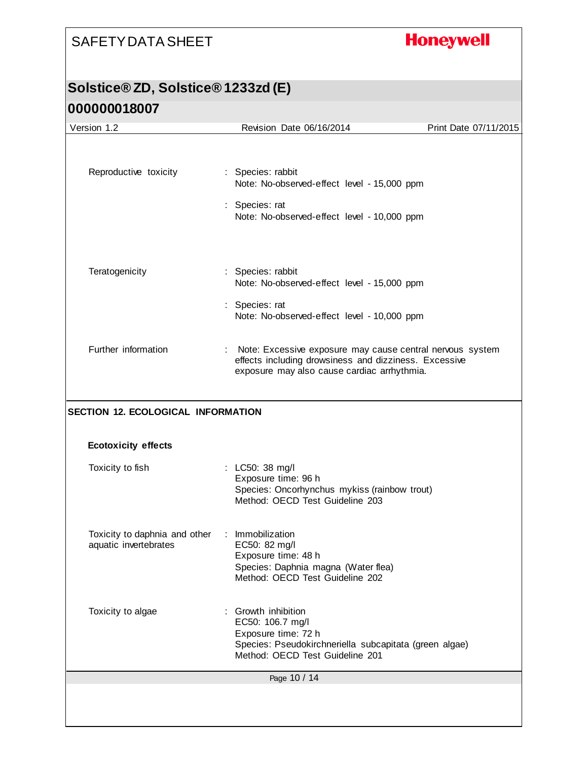| | |
|---|---|
| Reproductive toxicity | : Species: rabbit<br>Note: No-observed-effect level - 15,000 ppm |
| | : Species: rat<br>Note: No-observed-effect level - 10,000 ppm |
| Teratogenicity | : Species: rabbit<br>Note: No-observed-effect level - 15,000 ppm |
| | : Species: rat<br>Note: No-observed-effect level - 10,000 ppm |
| Further information | : Note: Excessive exposure may cause central nervous system effects including drowsiness and dizziness. Excessive exposure may also cause cardiac arrhythmia. |

## SECTION 12. ECOLOGICAL INFORMATION

### Ecotoxicity effects

| | |
|---|---|
| Toxicity to fish | : LC50: 38 mg/l<br>Exposure time: 96 h<br>Species: Oncorhynchus mykiss (rainbow trout)<br>Method: OECD Test Guideline 203 |
| Toxicity to daphnia and other aquatic invertebrates | : Immobilization<br>EC50: 82 mg/l<br>Exposure time: 48 h<br>Species: Daphnia magna (Water flea)<br>Method: OECD Test Guideline 202 |
| Toxicity to algae | : Growth inhibition<br>EC50: 106.7 mg/l<br>Exposure time: 72 h<br>Species: Pseudokirchneriella subcapitata (green algae)<br>Method: OECD Test Guideline 201 |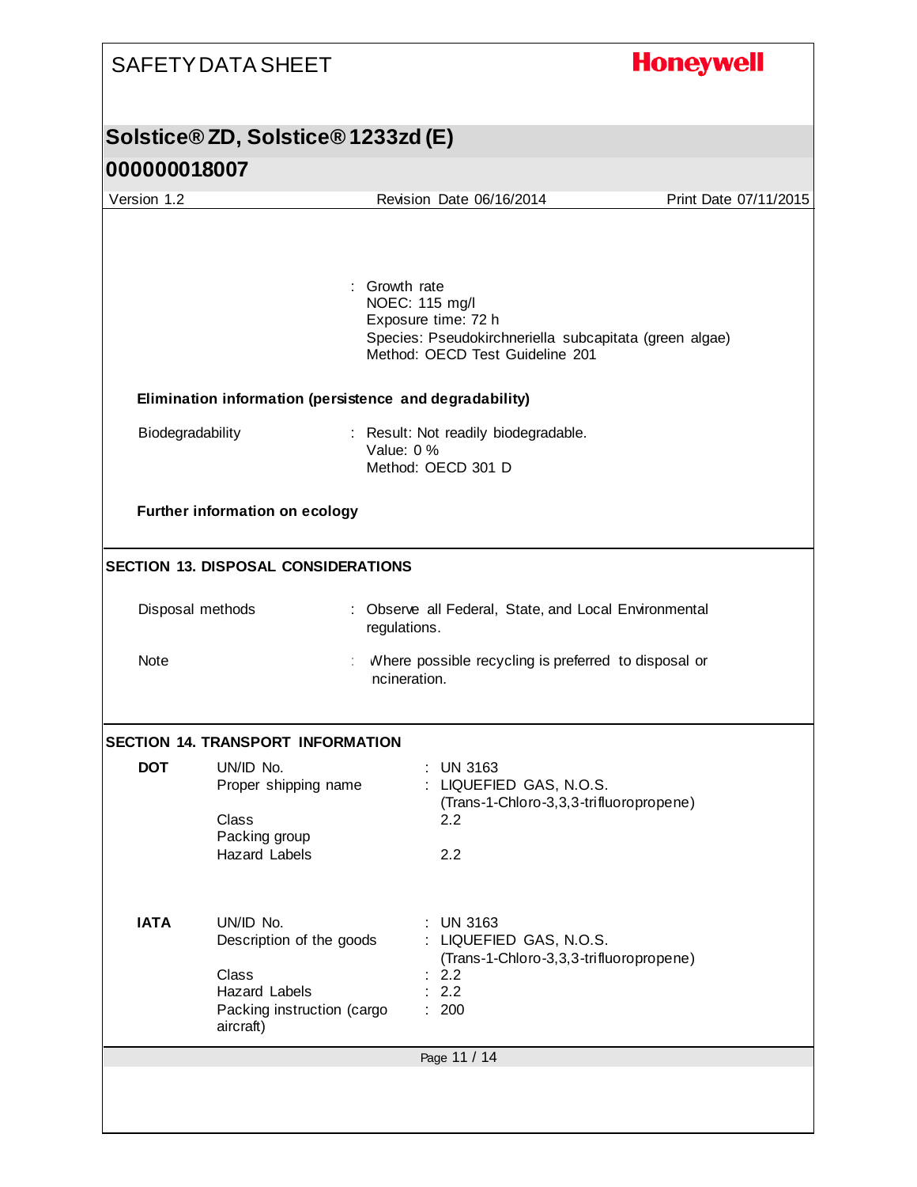| | |
|---|---|
| | : Growth rate<br>NOEC: 115 mg/l<br>Exposure time: 72 h<br>Species: Pseudokirchneriella subcapitata (green algae)<br>Method: OECD Test Guideline 201 |

**Elimination information (persistence and degradability)**

| | |
|---|---|
| Biodegradability | : Result: Not readily biodegradable.<br>Value: 0 %<br>Method: OECD 301 D |

**Further information on ecology**

## SECTION 13. DISPOSAL CONSIDERATIONS

| | |
|---|---|
| Disposal methods | : Observe all Federal, State, and Local Environmental regulations. |
| Note | : Where possible recycling is preferred to disposal or incineration. |

## SECTION 14. TRANSPORT INFORMATION

| | | |
|---|---|---|
| **DOT** | UN/ID No. | : UN 3163 |
| | Proper shipping name | : LIQUEFIED GAS, N.O.S. (Trans-1-Chloro-3,3,3-trifluoropropene) |
| | Class | 2.2 |
| | Packing group | |
| | Hazard Labels | 2.2 |
| **IATA** | UN/ID No. | : UN 3163 |
| | Description of the goods | : LIQUEFIED GAS, N.O.S. (Trans-1-Chloro-3,3,3-trifluoropropene) |
| | Class | : 2.2 |
| | Hazard Labels | : 2.2 |
| | Packing instruction (cargo aircraft) | : 200 |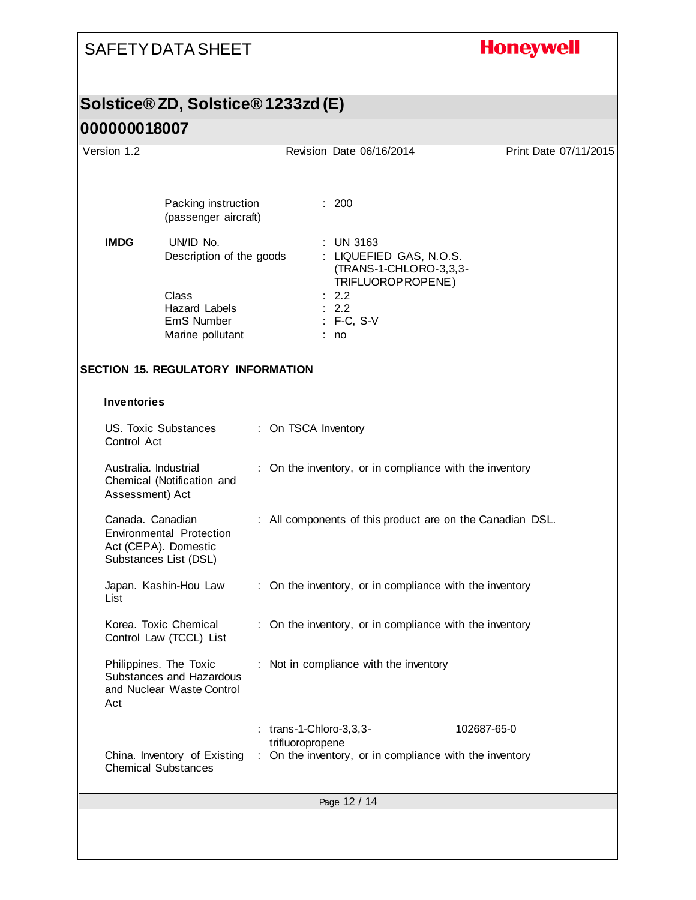| | | |
|---|---|---|
| | Packing instruction (passenger aircraft) | : 200 |
| **IMDG** | UN/ID No. | : UN 3163 |
| | Description of the goods | : LIQUEFIED GAS, N.O.S. (TRANS-1-CHLORO-3,3,3-TRIFLUOROPROPENE) |
| | Class | : 2.2 |
| | Hazard Labels | : 2.2 |
| | EmS Number | : F-C, S-V |
| | Marine pollutant | : no |

## SECTION 15. REGULATORY INFORMATION

### Inventories

| | |
|---|---|
| US. Toxic Substances Control Act | : On TSCA Inventory |
| Australia. Industrial Chemical (Notification and Assessment) Act | : On the inventory, or in compliance with the inventory |
| Canada. Canadian Environmental Protection Act (CEPA). Domestic Substances List (DSL) | : All components of this product are on the Canadian DSL. |
| Japan. Kashin-Hou Law List | : On the inventory, or in compliance with the inventory |
| Korea. Toxic Chemical Control Law (TCCL) List | : On the inventory, or in compliance with the inventory |
| Philippines. The Toxic Substances and Hazardous and Nuclear Waste Control Act | : Not in compliance with the inventory |
| | : trans-1-Chloro-3,3,3-trifluoropropene 102687-65-0 |
| China. Inventory of Existing Chemical Substances | : On the inventory, or in compliance with the inventory |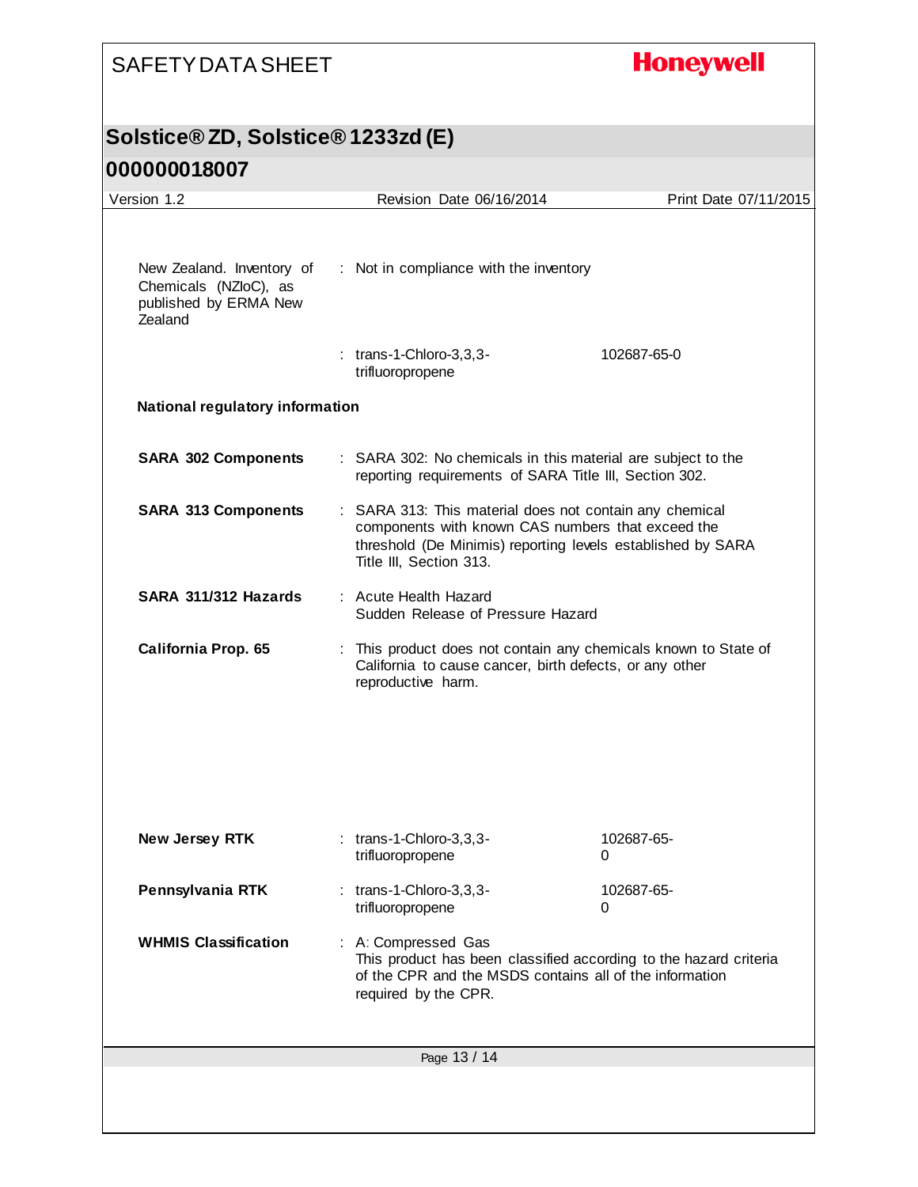| | | |
|---|---|---|
| New Zealand. Inventory of Chemicals (NZIoC), as published by ERMA New Zealand | : Not in compliance with the inventory | |
| | : trans-1-Chloro-3,3,3-trifluoropropene | 102687-65-0 |

**National regulatory information**

| | | |
|---|---|---|
| **SARA 302 Components** | : SARA 302: No chemicals in this material are subject to the reporting requirements of SARA Title III, Section 302. | |
| **SARA 313 Components** | : SARA 313: This material does not contain any chemical components with known CAS numbers that exceed the threshold (De Minimis) reporting levels established by SARA Title III, Section 313. | |
| **SARA 311/312 Hazards** | : Acute Health Hazard<br>Sudden Release of Pressure Hazard | |
| **California Prop. 65** | : This product does not contain any chemicals known to State of California to cause cancer, birth defects, or any other reproductive harm. | |
| **New Jersey RTK** | : trans-1-Chloro-3,3,3-trifluoropropene | 102687-65-0 |
| **Pennsylvania RTK** | : trans-1-Chloro-3,3,3-trifluoropropene | 102687-65-0 |
| **WHMIS Classification** | : A: Compressed Gas<br>This product has been classified according to the hazard criteria of the CPR and the MSDS contains all of the information required by the CPR. | |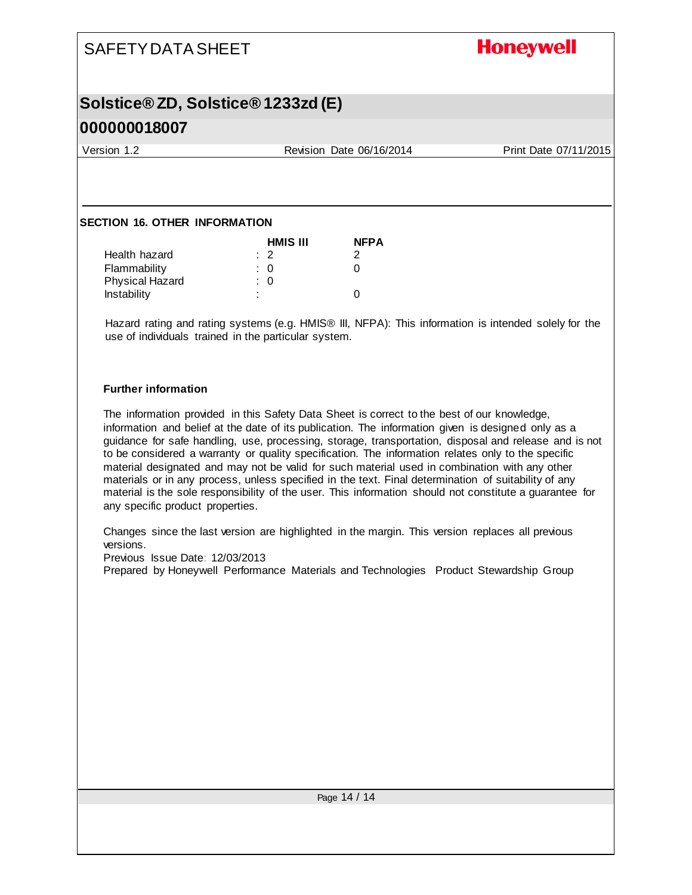## SECTION 16. OTHER INFORMATION

| | HMIS III | NFPA |
|---|---|---|
| Health hazard | : 2 | 2 |
| Flammability | : 0 | 0 |
| Physical Hazard | : 0 | |
| Instability | : | 0 |

Hazard rating and rating systems (e.g. HMIS® III, NFPA): This information is intended solely for the use of individuals trained in the particular system.

### Further information

The information provided in this Safety Data Sheet is correct to the best of our knowledge, information and belief at the date of its publication. The information given is designed only as a guidance for safe handling, use, processing, storage, transportation, disposal and release and is not to be considered a warranty or quality specification. The information relates only to the specific material designated and may not be valid for such material used in combination with any other materials or in any process, unless specified in the text. Final determination of suitability of any material is the sole responsibility of the user. This information should not constitute a guarantee for any specific product properties.

Changes since the last version are highlighted in the margin. This version replaces all previous versions.
Previous Issue Date: 12/03/2013
Prepared by Honeywell Performance Materials and Technologies Product Stewardship Group